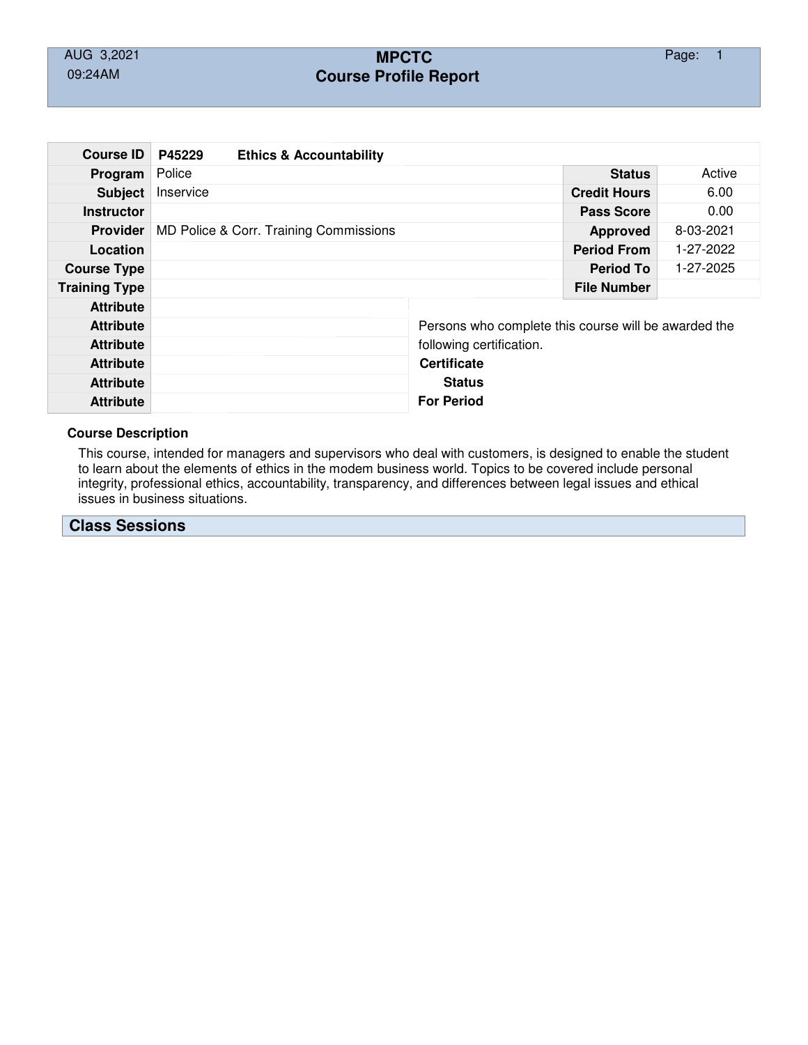# MPCTC
## Course Profile Report

AUG 3,2021
09:24AM

| | | | |
|---|---|---|---|
| **Course ID** | **P45229 Ethics & Accountability** | | |
| **Program** | Police | **Status** | Active |
| **Subject** | Inservice | **Credit Hours** | 6.00 |
| **Instructor** | | **Pass Score** | 0.00 |
| **Provider** | MD Police & Corr. Training Commissions | **Approved** | 8-03-2021 |
| **Location** | | **Period From** | 1-27-2022 |
| **Course Type** | | **Period To** | 1-27-2025 |
| **Training Type** | | **File Number** | |

| | |
|---|---|
| **Attribute** | |
| **Attribute** | |
| **Attribute** | |
| **Attribute** | |
| **Attribute** | |
| **Attribute** | |

Persons who complete this course will be awarded the following certification.

**Certificate**
**Status**
**For Period**

**Course Description**

This course, intended for managers and supervisors who deal with customers, is designed to enable the student to learn about the elements of ethics in the modem business world. Topics to be covered include personal integrity, professional ethics, accountability, transparency, and differences between legal issues and ethical issues in business situations.

## Class Sessions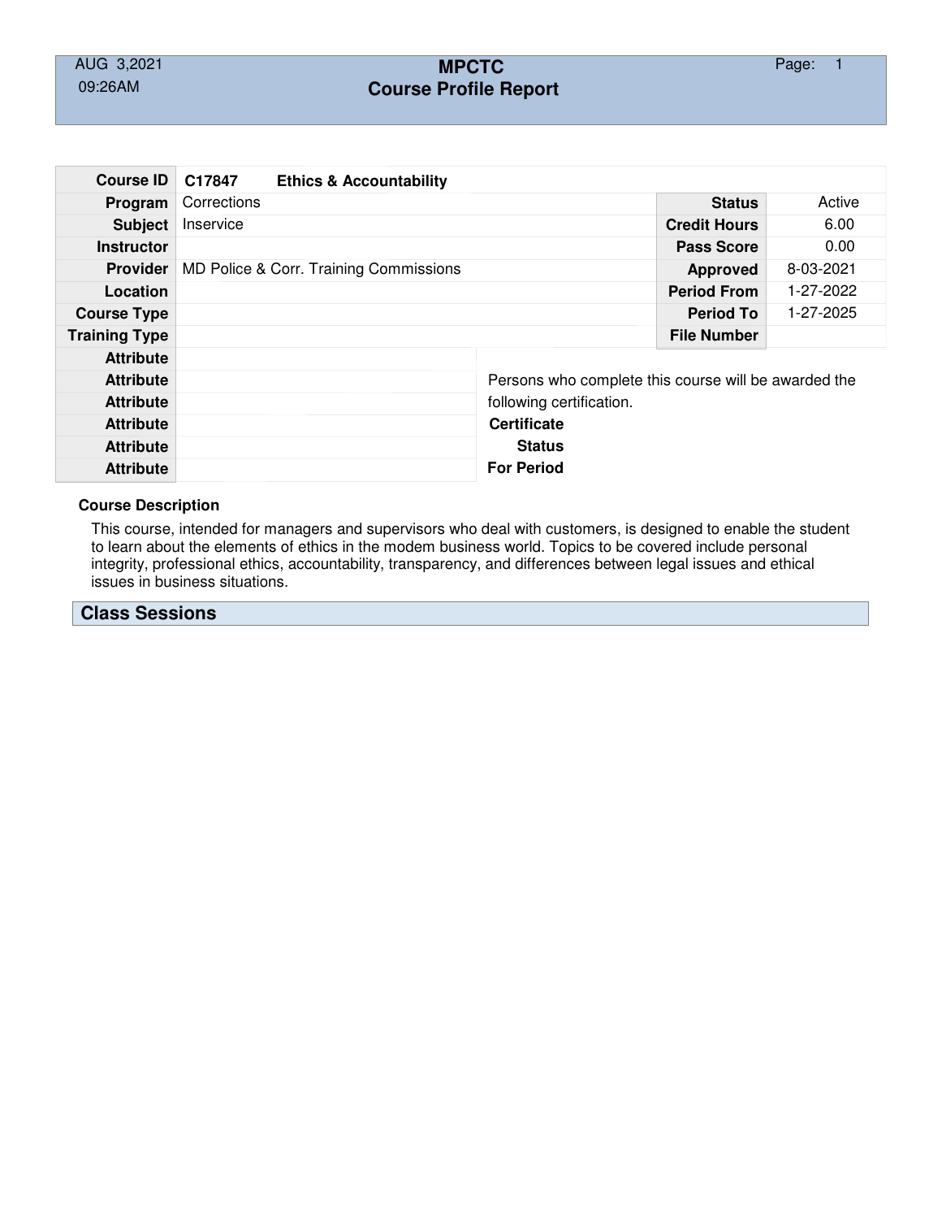# MPCTC
## Course Profile Report

AUG 3,2021
09:26AM

| | | | |
|---|---|---|---|
| **Course ID** | **C17847 Ethics & Accountability** | | |
| **Program** | Corrections | **Status** | Active |
| **Subject** | Inservice | **Credit Hours** | 6.00 |
| **Instructor** | | **Pass Score** | 0.00 |
| **Provider** | MD Police & Corr. Training Commissions | **Approved** | 8-03-2021 |
| **Location** | | **Period From** | 1-27-2022 |
| **Course Type** | | **Period To** | 1-27-2025 |
| **Training Type** | | **File Number** | |

| | |
|---|---|
| **Attribute** | |
| **Attribute** | |
| **Attribute** | |
| **Attribute** | |
| **Attribute** | |
| **Attribute** | |

Persons who complete this course will be awarded the following certification.

**Certificate**

**Status**

**For Period**

**Course Description**

This course, intended for managers and supervisors who deal with customers, is designed to enable the student to learn about the elements of ethics in the modem business world. Topics to be covered include personal integrity, professional ethics, accountability, transparency, and differences between legal issues and ethical issues in business situations.

## Class Sessions